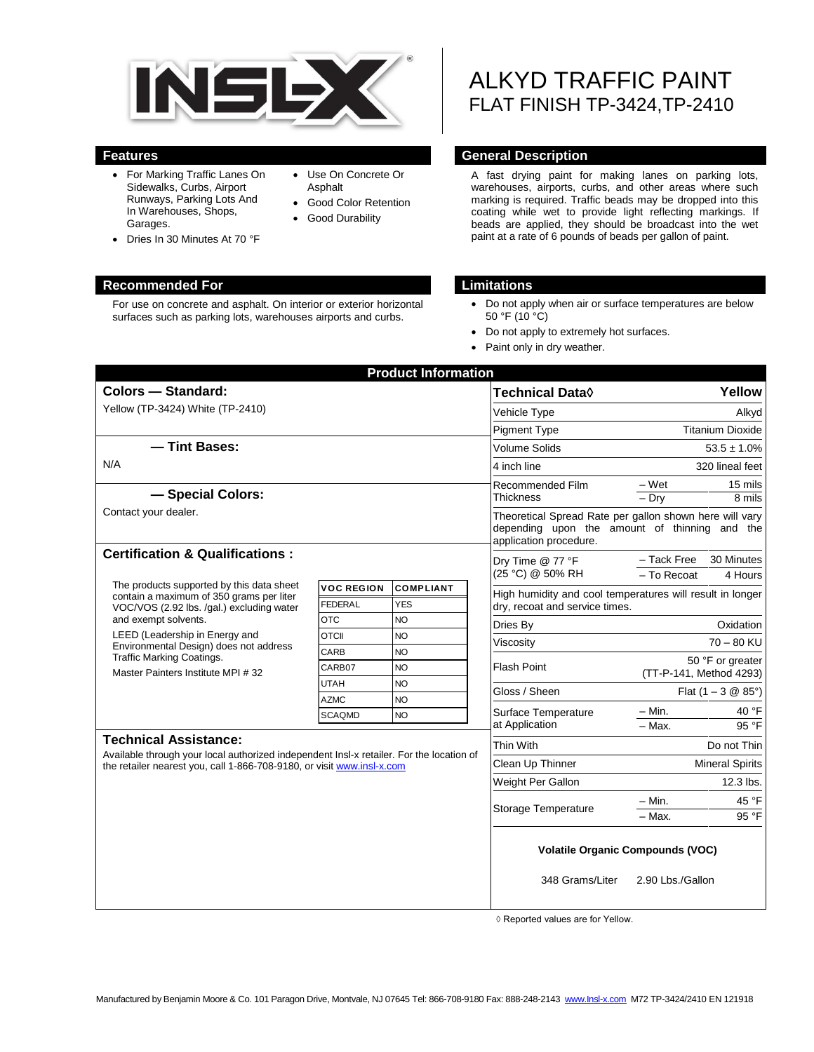# ALKYD TRAFFIC PAINT
## FLAT FINISH TP-3424,TP-2410

## Features

- For Marking Traffic Lanes On Sidewalks, Curbs, Airport Runways, Parking Lots And In Warehouses, Shops, Garages.
- Dries In 30 Minutes At 70 °F
- Use On Concrete Or Asphalt
- Good Color Retention
- Good Durability

## General Description

A fast drying paint for making lanes on parking lots, warehouses, airports, curbs, and other areas where such marking is required. Traffic beads may be dropped into this coating while wet to provide light reflecting markings. If beads are applied, they should be broadcast into the wet paint at a rate of 6 pounds of beads per gallon of paint.

## Recommended For

For use on concrete and asphalt. On interior or exterior horizontal surfaces such as parking lots, warehouses airports and curbs.

## Limitations

- Do not apply when air or surface temperatures are below 50 °F (10 °C)
- Do not apply to extremely hot surfaces.
- Paint only in dry weather.

## Product Information

### Colors — Standard:

Yellow (TP-3424) White (TP-2410)

### — Tint Bases:

N/A

### — Special Colors:

Contact your dealer.

### Certification & Qualifications :

The products supported by this data sheet contain a maximum of 350 grams per liter VOC/VOS (2.92 lbs. /gal.) excluding water and exempt solvents.

LEED (Leadership in Energy and Environmental Design) does not address Traffic Marking Coatings.

Master Painters Institute MPI # 32

| VOC REGION | COMPLIANT |
|---|---|
| FEDERAL | YES |
| OTC | NO |
| OTCII | NO |
| CARB | NO |
| CARB07 | NO |
| UTAH | NO |
| AZMC | NO |
| SCAQMD | NO |

### Technical Assistance:

Available through your local authorized independent Insl-x retailer. For the location of the retailer nearest you, call 1-866-708-9180, or visit www.insl-x.com

| Technical Data◊ | | Yellow |
|---|---|---|
| Vehicle Type | | Alkyd |
| Pigment Type | | Titanium Dioxide |
| Volume Solids | | 53.5 ± 1.0% |
| 4 inch line | | 320 lineal feet |
| Recommended Film Thickness | – Wet | 15 mils |
| | – Dry | 8 mils |
| Theoretical Spread Rate per gallon shown here will vary depending upon the amount of thinning and the application procedure. | | |
| Dry Time @ 77 °F (25 °C) @ 50% RH | – Tack Free | 30 Minutes |
| | – To Recoat | 4 Hours |
| High humidity and cool temperatures will result in longer dry, recoat and service times. | | |
| Dries By | | Oxidation |
| Viscosity | | 70 – 80 KU |
| Flash Point | | 50 °F or greater (TT-P-141, Method 4293) |
| Gloss / Sheen | | Flat (1 – 3 @ 85°) |
| Surface Temperature at Application | – Min. | 40 °F |
| | – Max. | 95 °F |
| Thin With | | Do not Thin |
| Clean Up Thinner | | Mineral Spirits |
| Weight Per Gallon | | 12.3 lbs. |
| Storage Temperature | – Min. | 45 °F |
| | – Max. | 95 °F |

**Volatile Organic Compounds (VOC)**

348 Grams/Liter 2.90 Lbs./Gallon

◊ Reported values are for Yellow.

Manufactured by Benjamin Moore & Co. 101 Paragon Drive, Montvale, NJ 07645 Tel: 866-708-9180 Fax: 888-248-2143 www.Insl-x.com M72 TP-3424/2410 EN 121918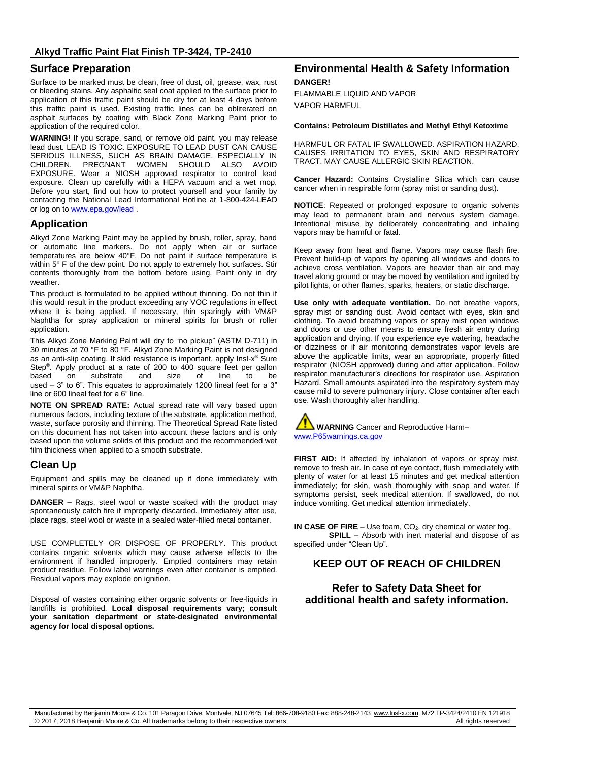## Alkyd Traffic Paint Flat Finish TP-3424, TP-2410

### Surface Preparation

Surface to be marked must be clean, free of dust, oil, grease, wax, rust or bleeding stains. Any asphaltic seal coat applied to the surface prior to application of this traffic paint should be dry for at least 4 days before this traffic paint is used. Existing traffic lines can be obliterated on asphalt surfaces by coating with Black Zone Marking Paint prior to application of the required color.

**WARNING!** If you scrape, sand, or remove old paint, you may release lead dust. LEAD IS TOXIC. EXPOSURE TO LEAD DUST CAN CAUSE SERIOUS ILLNESS, SUCH AS BRAIN DAMAGE, ESPECIALLY IN CHILDREN. PREGNANT WOMEN SHOULD ALSO AVOID EXPOSURE. Wear a NIOSH approved respirator to control lead exposure. Clean up carefully with a HEPA vacuum and a wet mop. Before you start, find out how to protect yourself and your family by contacting the National Lead Informational Hotline at 1-800-424-LEAD or log on to www.epa.gov/lead .

### Application

Alkyd Zone Marking Paint may be applied by brush, roller, spray, hand or automatic line markers. Do not apply when air or surface temperatures are below 40°F. Do not paint if surface temperature is within 5° F of the dew point. Do not apply to extremely hot surfaces. Stir contents thoroughly from the bottom before using. Paint only in dry weather.

This product is formulated to be applied without thinning. Do not thin if this would result in the product exceeding any VOC regulations in effect where it is being applied. If necessary, thin sparingly with VM&P Naphtha for spray application or mineral spirits for brush or roller application.

This Alkyd Zone Marking Paint will dry to "no pickup" (ASTM D-711) in 30 minutes at 70 °F to 80 °F. Alkyd Zone Marking Paint is not designed as an anti-slip coating. If skid resistance is important, apply Insl-x® Sure Step®. Apply product at a rate of 200 to 400 square feet per gallon based on substrate and size of line to be used – 3" to 6". This equates to approximately 1200 lineal feet for a 3" line or 600 lineal feet for a 6" line.

**NOTE ON SPREAD RATE:** Actual spread rate will vary based upon numerous factors, including texture of the substrate, application method, waste, surface porosity and thinning. The Theoretical Spread Rate listed on this document has not taken into account these factors and is only based upon the volume solids of this product and the recommended wet film thickness when applied to a smooth substrate.

### Clean Up

Equipment and spills may be cleaned up if done immediately with mineral spirits or VM&P Naphtha.

**DANGER –** Rags, steel wool or waste soaked with the product may spontaneously catch fire if improperly discarded. Immediately after use, place rags, steel wool or waste in a sealed water-filled metal container.

USE COMPLETELY OR DISPOSE OF PROPERLY. This product contains organic solvents which may cause adverse effects to the environment if handled improperly. Emptied containers may retain product residue. Follow label warnings even after container is emptied. Residual vapors may explode on ignition.

Disposal of wastes containing either organic solvents or free-liquids in landfills is prohibited. **Local disposal requirements vary; consult your sanitation department or state-designated environmental agency for local disposal options.**

### Environmental Health & Safety Information

**DANGER!**

FLAMMABLE LIQUID AND VAPOR

VAPOR HARMFUL

**Contains: Petroleum Distillates and Methyl Ethyl Ketoxime**

HARMFUL OR FATAL IF SWALLOWED. ASPIRATION HAZARD. CAUSES IRRITATION TO EYES, SKIN AND RESPIRATORY TRACT. MAY CAUSE ALLERGIC SKIN REACTION.

**Cancer Hazard:** Contains Crystalline Silica which can cause cancer when in respirable form (spray mist or sanding dust).

**NOTICE**: Repeated or prolonged exposure to organic solvents may lead to permanent brain and nervous system damage. Intentional misuse by deliberately concentrating and inhaling vapors may be harmful or fatal.

Keep away from heat and flame. Vapors may cause flash fire. Prevent build-up of vapors by opening all windows and doors to achieve cross ventilation. Vapors are heavier than air and may travel along ground or may be moved by ventilation and ignited by pilot lights, or other flames, sparks, heaters, or static discharge.

**Use only with adequate ventilation.** Do not breathe vapors, spray mist or sanding dust. Avoid contact with eyes, skin and clothing. To avoid breathing vapors or spray mist open windows and doors or use other means to ensure fresh air entry during application and drying. If you experience eye watering, headache or dizziness or if air monitoring demonstrates vapor levels are above the applicable limits, wear an appropriate, properly fitted respirator (NIOSH approved) during and after application. Follow respirator manufacturer's directions for respirator use. Aspiration Hazard. Small amounts aspirated into the respiratory system may cause mild to severe pulmonary injury. Close container after each use. Wash thoroughly after handling.

**WARNING** Cancer and Reproductive Harm– www.P65warnings.ca.gov

**FIRST AID:** If affected by inhalation of vapors or spray mist, remove to fresh air. In case of eye contact, flush immediately with plenty of water for at least 15 minutes and get medical attention immediately; for skin, wash thoroughly with soap and water. If symptoms persist, seek medical attention. If swallowed, do not induce vomiting. Get medical attention immediately.

**IN CASE OF FIRE** – Use foam, $CO_2$, dry chemical or water fog.

**SPILL** – Absorb with inert material and dispose of as specified under "Clean Up".

### KEEP OUT OF REACH OF CHILDREN

### Refer to Safety Data Sheet for additional health and safety information.

Manufactured by Benjamin Moore & Co. 101 Paragon Drive, Montvale, NJ 07645 Tel: 866-708-9180 Fax: 888-248-2143 www.Insl-x.com M72 TP-3424/2410 EN 121918
© 2017, 2018 Benjamin Moore & Co. All trademarks belong to their respective owners All rights reserved